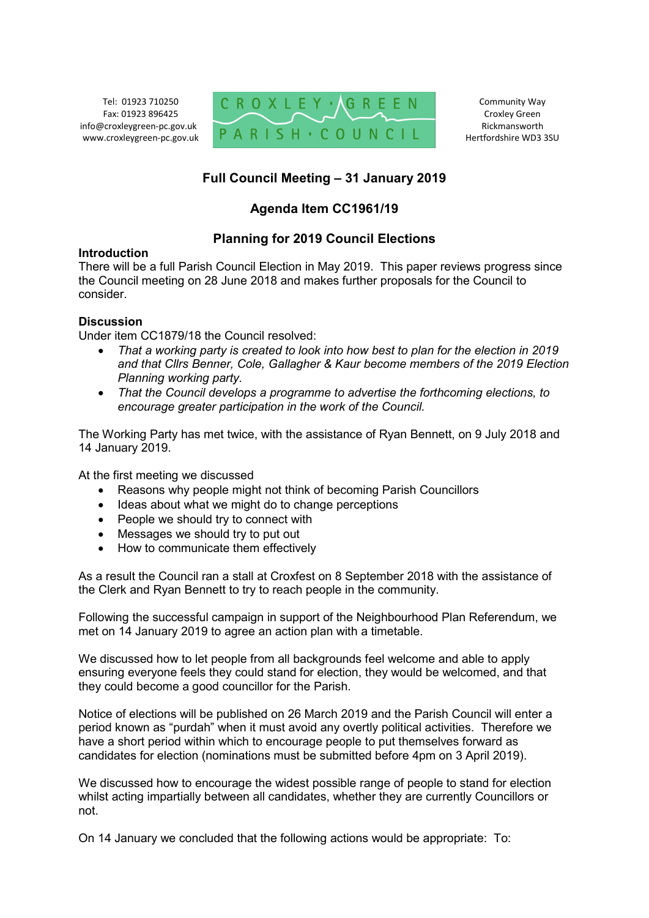Tel: 01923 710250
Fax: 01923 896425
info@croxleygreen-pc.gov.uk
www.croxleygreen-pc.gov.uk

CROXLEY · GREEN
PARISH · COUNCIL

Community Way
Croxley Green
Rickmansworth
Hertfordshire WD3 3SU

## Full Council Meeting – 31 January 2019

## Agenda Item CC1961/19

## Planning for 2019 Council Elections

**Introduction**

There will be a full Parish Council Election in May 2019. This paper reviews progress since the Council meeting on 28 June 2018 and makes further proposals for the Council to consider.

**Discussion**

Under item CC1879/18 the Council resolved:

- *That a working party is created to look into how best to plan for the election in 2019 and that Cllrs Benner, Cole, Gallagher & Kaur become members of the 2019 Election Planning working party.*
- *That the Council develops a programme to advertise the forthcoming elections, to encourage greater participation in the work of the Council.*

The Working Party has met twice, with the assistance of Ryan Bennett, on 9 July 2018 and 14 January 2019.

At the first meeting we discussed

- Reasons why people might not think of becoming Parish Councillors
- Ideas about what we might do to change perceptions
- People we should try to connect with
- Messages we should try to put out
- How to communicate them effectively

As a result the Council ran a stall at Croxfest on 8 September 2018 with the assistance of the Clerk and Ryan Bennett to try to reach people in the community.

Following the successful campaign in support of the Neighbourhood Plan Referendum, we met on 14 January 2019 to agree an action plan with a timetable.

We discussed how to let people from all backgrounds feel welcome and able to apply ensuring everyone feels they could stand for election, they would be welcomed, and that they could become a good councillor for the Parish.

Notice of elections will be published on 26 March 2019 and the Parish Council will enter a period known as "purdah" when it must avoid any overtly political activities. Therefore we have a short period within which to encourage people to put themselves forward as candidates for election (nominations must be submitted before 4pm on 3 April 2019).

We discussed how to encourage the widest possible range of people to stand for election whilst acting impartially between all candidates, whether they are currently Councillors or not.

On 14 January we concluded that the following actions would be appropriate: To: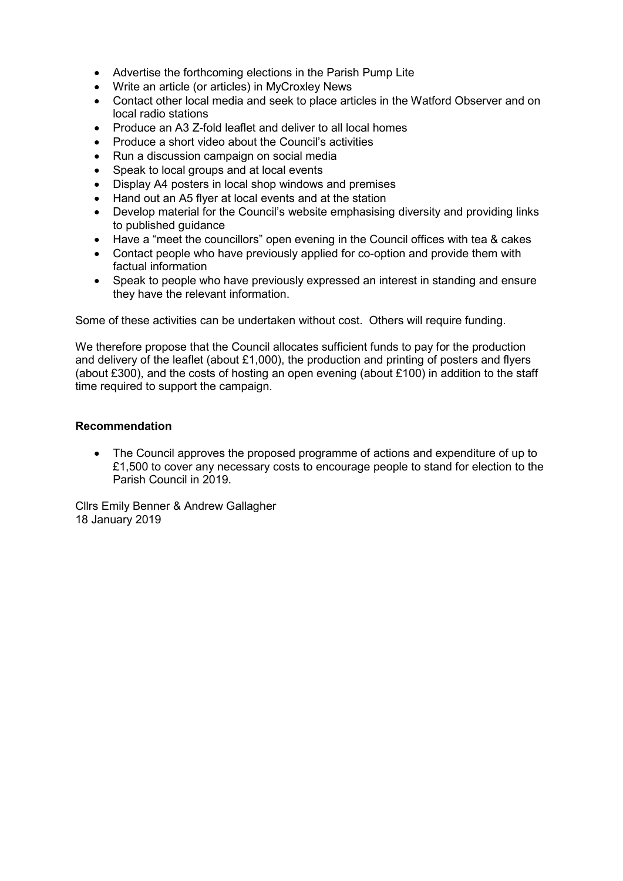- Advertise the forthcoming elections in the Parish Pump Lite
- Write an article (or articles) in MyCroxley News
- Contact other local media and seek to place articles in the Watford Observer and on local radio stations
- Produce an A3 Z-fold leaflet and deliver to all local homes
- Produce a short video about the Council's activities
- Run a discussion campaign on social media
- Speak to local groups and at local events
- Display A4 posters in local shop windows and premises
- Hand out an A5 flyer at local events and at the station
- Develop material for the Council's website emphasising diversity and providing links to published guidance
- Have a "meet the councillors" open evening in the Council offices with tea & cakes
- Contact people who have previously applied for co-option and provide them with factual information
- Speak to people who have previously expressed an interest in standing and ensure they have the relevant information.

Some of these activities can be undertaken without cost. Others will require funding.

We therefore propose that the Council allocates sufficient funds to pay for the production and delivery of the leaflet (about £1,000), the production and printing of posters and flyers (about £300), and the costs of hosting an open evening (about £100) in addition to the staff time required to support the campaign.

**Recommendation**

- The Council approves the proposed programme of actions and expenditure of up to £1,500 to cover any necessary costs to encourage people to stand for election to the Parish Council in 2019.

Cllrs Emily Benner & Andrew Gallagher
18 January 2019